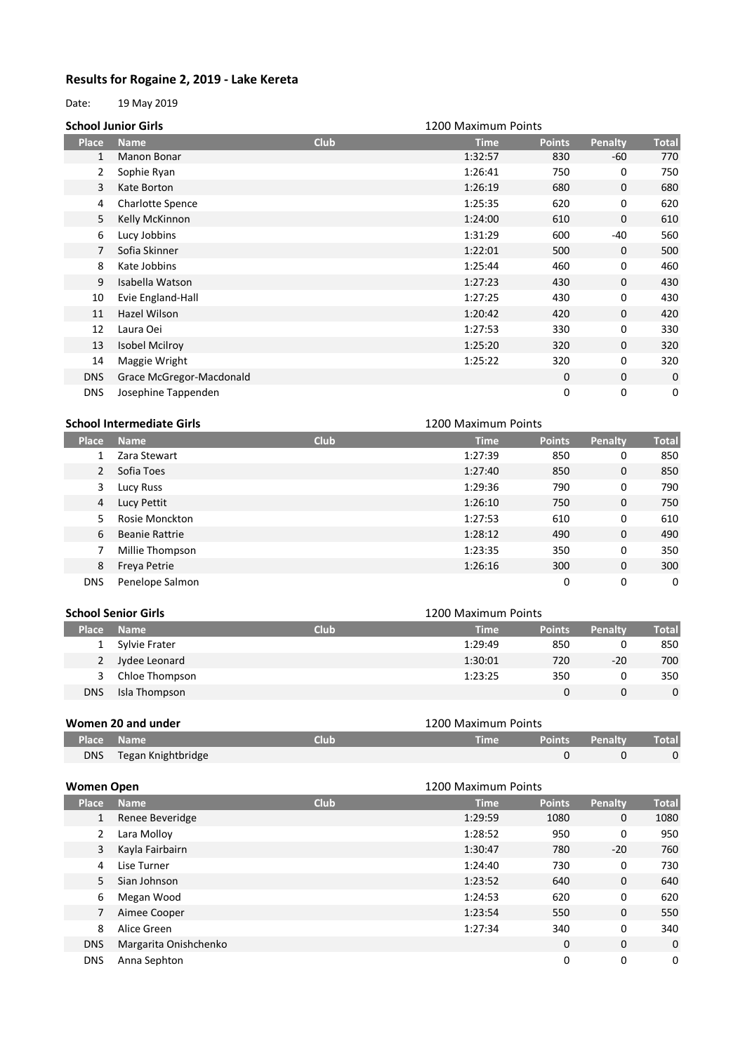# Results for Rogaine 2, 2019 - Lake Kereta

Date: 19 May 2019

## School Junior Girls

1200 Maximum Points

| Place | Name | Club | Time | Points | Penalty | Total |
|---|---|---|---|---|---|---|
| 1 | Manon Bonar | | 1:32:57 | 830 | -60 | 770 |
| 2 | Sophie Ryan | | 1:26:41 | 750 | 0 | 750 |
| 3 | Kate Borton | | 1:26:19 | 680 | 0 | 680 |
| 4 | Charlotte Spence | | 1:25:35 | 620 | 0 | 620 |
| 5 | Kelly McKinnon | | 1:24:00 | 610 | 0 | 610 |
| 6 | Lucy Jobbins | | 1:31:29 | 600 | -40 | 560 |
| 7 | Sofia Skinner | | 1:22:01 | 500 | 0 | 500 |
| 8 | Kate Jobbins | | 1:25:44 | 460 | 0 | 460 |
| 9 | Isabella Watson | | 1:27:23 | 430 | 0 | 430 |
| 10 | Evie England-Hall | | 1:27:25 | 430 | 0 | 430 |
| 11 | Hazel Wilson | | 1:20:42 | 420 | 0 | 420 |
| 12 | Laura Oei | | 1:27:53 | 330 | 0 | 330 |
| 13 | Isobel Mcilroy | | 1:25:20 | 320 | 0 | 320 |
| 14 | Maggie Wright | | 1:25:22 | 320 | 0 | 320 |
| DNS | Grace McGregor-Macdonald | | | 0 | 0 | 0 |
| DNS | Josephine Tappenden | | | 0 | 0 | 0 |

## School Intermediate Girls

1200 Maximum Points

| Place | Name | Club | Time | Points | Penalty | Total |
|---|---|---|---|---|---|---|
| 1 | Zara Stewart | | 1:27:39 | 850 | 0 | 850 |
| 2 | Sofia Toes | | 1:27:40 | 850 | 0 | 850 |
| 3 | Lucy Russ | | 1:29:36 | 790 | 0 | 790 |
| 4 | Lucy Pettit | | 1:26:10 | 750 | 0 | 750 |
| 5 | Rosie Monckton | | 1:27:53 | 610 | 0 | 610 |
| 6 | Beanie Rattrie | | 1:28:12 | 490 | 0 | 490 |
| 7 | Millie Thompson | | 1:23:35 | 350 | 0 | 350 |
| 8 | Freya Petrie | | 1:26:16 | 300 | 0 | 300 |
| DNS | Penelope Salmon | | | 0 | 0 | 0 |

## School Senior Girls

1200 Maximum Points

| Place | Name | Club | Time | Points | Penalty | Total |
|---|---|---|---|---|---|---|
| 1 | Sylvie Frater | | 1:29:49 | 850 | 0 | 850 |
| 2 | Jydee Leonard | | 1:30:01 | 720 | -20 | 700 |
| 3 | Chloe Thompson | | 1:23:25 | 350 | 0 | 350 |
| DNS | Isla Thompson | | | 0 | 0 | 0 |

## Women 20 and under

1200 Maximum Points

| Place | Name | Club | Time | Points | Penalty | Total |
|---|---|---|---|---|---|---|
| DNS | Tegan Knightbridge | | | 0 | 0 | 0 |

## Women Open

1200 Maximum Points

| Place | Name | Club | Time | Points | Penalty | Total |
|---|---|---|---|---|---|---|
| 1 | Renee Beveridge | | 1:29:59 | 1080 | 0 | 1080 |
| 2 | Lara Molloy | | 1:28:52 | 950 | 0 | 950 |
| 3 | Kayla Fairbairn | | 1:30:47 | 780 | -20 | 760 |
| 4 | Lise Turner | | 1:24:40 | 730 | 0 | 730 |
| 5 | Sian Johnson | | 1:23:52 | 640 | 0 | 640 |
| 6 | Megan Wood | | 1:24:53 | 620 | 0 | 620 |
| 7 | Aimee Cooper | | 1:23:54 | 550 | 0 | 550 |
| 8 | Alice Green | | 1:27:34 | 340 | 0 | 340 |
| DNS | Margarita Onishchenko | | | 0 | 0 | 0 |
| DNS | Anna Sephton | | | 0 | 0 | 0 |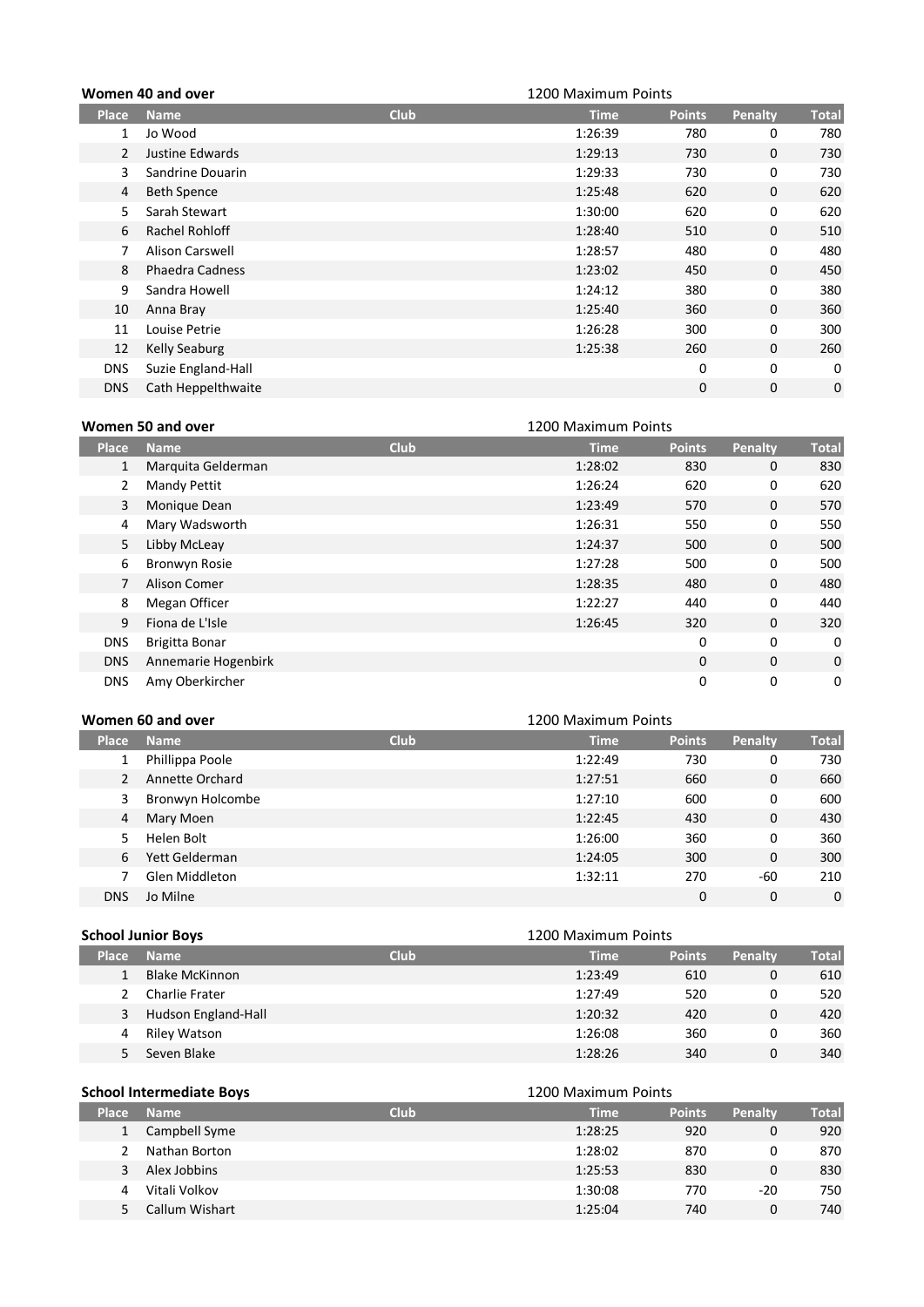### Women 40 and over

1200 Maximum Points

| Place | Name | Club | Time | Points | Penalty | Total |
|---|---|---|---|---|---|---|
| 1 | Jo Wood | | 1:26:39 | 780 | 0 | 780 |
| 2 | Justine Edwards | | 1:29:13 | 730 | 0 | 730 |
| 3 | Sandrine Douarin | | 1:29:33 | 730 | 0 | 730 |
| 4 | Beth Spence | | 1:25:48 | 620 | 0 | 620 |
| 5 | Sarah Stewart | | 1:30:00 | 620 | 0 | 620 |
| 6 | Rachel Rohloff | | 1:28:40 | 510 | 0 | 510 |
| 7 | Alison Carswell | | 1:28:57 | 480 | 0 | 480 |
| 8 | Phaedra Cadness | | 1:23:02 | 450 | 0 | 450 |
| 9 | Sandra Howell | | 1:24:12 | 380 | 0 | 380 |
| 10 | Anna Bray | | 1:25:40 | 360 | 0 | 360 |
| 11 | Louise Petrie | | 1:26:28 | 300 | 0 | 300 |
| 12 | Kelly Seaburg | | 1:25:38 | 260 | 0 | 260 |
| DNS | Suzie England-Hall | | | 0 | 0 | 0 |
| DNS | Cath Heppelthwaite | | | 0 | 0 | 0 |

### Women 50 and over

1200 Maximum Points

| Place | Name | Club | Time | Points | Penalty | Total |
|---|---|---|---|---|---|---|
| 1 | Marquita Gelderman | | 1:28:02 | 830 | 0 | 830 |
| 2 | Mandy Pettit | | 1:26:24 | 620 | 0 | 620 |
| 3 | Monique Dean | | 1:23:49 | 570 | 0 | 570 |
| 4 | Mary Wadsworth | | 1:26:31 | 550 | 0 | 550 |
| 5 | Libby McLeay | | 1:24:37 | 500 | 0 | 500 |
| 6 | Bronwyn Rosie | | 1:27:28 | 500 | 0 | 500 |
| 7 | Alison Comer | | 1:28:35 | 480 | 0 | 480 |
| 8 | Megan Officer | | 1:22:27 | 440 | 0 | 440 |
| 9 | Fiona de L'Isle | | 1:26:45 | 320 | 0 | 320 |
| DNS | Brigitta Bonar | | | 0 | 0 | 0 |
| DNS | Annemarie Hogenbirk | | | 0 | 0 | 0 |
| DNS | Amy Oberkircher | | | 0 | 0 | 0 |

### Women 60 and over

1200 Maximum Points

| Place | Name | Club | Time | Points | Penalty | Total |
|---|---|---|---|---|---|---|
| 1 | Phillippa Poole | | 1:22:49 | 730 | 0 | 730 |
| 2 | Annette Orchard | | 1:27:51 | 660 | 0 | 660 |
| 3 | Bronwyn Holcombe | | 1:27:10 | 600 | 0 | 600 |
| 4 | Mary Moen | | 1:22:45 | 430 | 0 | 430 |
| 5 | Helen Bolt | | 1:26:00 | 360 | 0 | 360 |
| 6 | Yett Gelderman | | 1:24:05 | 300 | 0 | 300 |
| 7 | Glen Middleton | | 1:32:11 | 270 | -60 | 210 |
| DNS | Jo Milne | | | 0 | 0 | 0 |

### School Junior Boys

1200 Maximum Points

| Place | Name | Club | Time | Points | Penalty | Total |
|---|---|---|---|---|---|---|
| 1 | Blake McKinnon | | 1:23:49 | 610 | 0 | 610 |
| 2 | Charlie Frater | | 1:27:49 | 520 | 0 | 520 |
| 3 | Hudson England-Hall | | 1:20:32 | 420 | 0 | 420 |
| 4 | Riley Watson | | 1:26:08 | 360 | 0 | 360 |
| 5 | Seven Blake | | 1:28:26 | 340 | 0 | 340 |

### School Intermediate Boys

1200 Maximum Points

| Place | Name | Club | Time | Points | Penalty | Total |
|---|---|---|---|---|---|---|
| 1 | Campbell Syme | | 1:28:25 | 920 | 0 | 920 |
| 2 | Nathan Borton | | 1:28:02 | 870 | 0 | 870 |
| 3 | Alex Jobbins | | 1:25:53 | 830 | 0 | 830 |
| 4 | Vitali Volkov | | 1:30:08 | 770 | -20 | 750 |
| 5 | Callum Wishart | | 1:25:04 | 740 | 0 | 740 |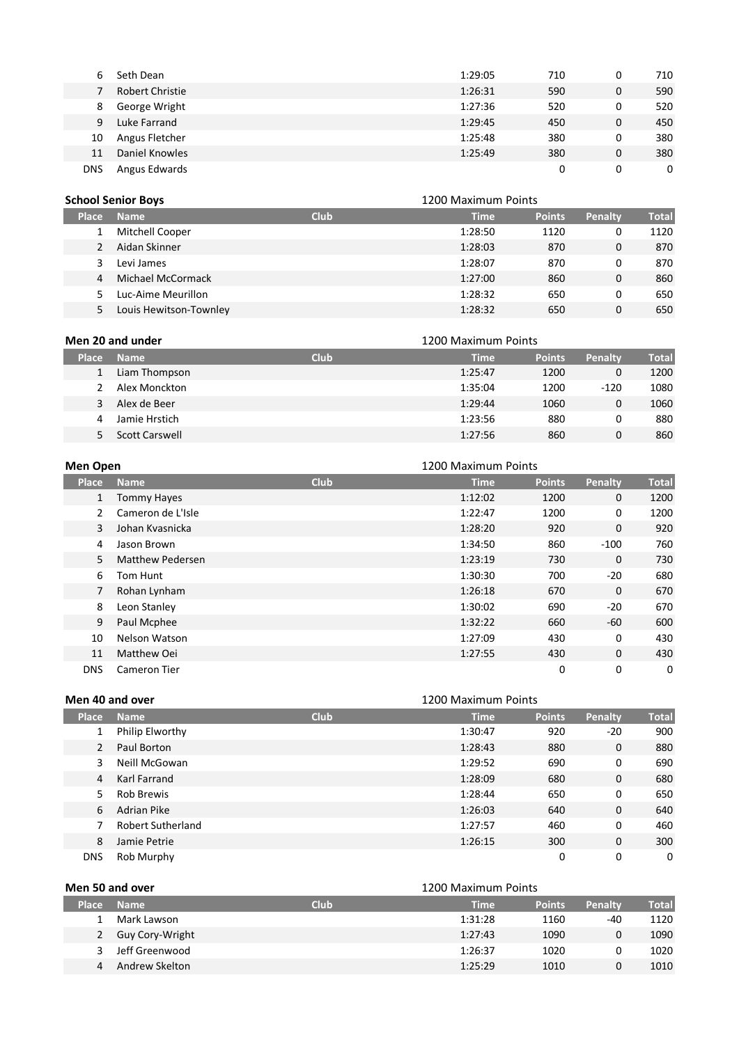| Place | Name | Club | Time | Points | Penalty | Total |
|---|---|---|---|---|---|---|
| 6 | Seth Dean | | 1:29:05 | 710 | 0 | 710 |
| 7 | Robert Christie | | 1:26:31 | 590 | 0 | 590 |
| 8 | George Wright | | 1:27:36 | 520 | 0 | 520 |
| 9 | Luke Farrand | | 1:29:45 | 450 | 0 | 450 |
| 10 | Angus Fletcher | | 1:25:48 | 380 | 0 | 380 |
| 11 | Daniel Knowles | | 1:25:49 | 380 | 0 | 380 |
| DNS | Angus Edwards | | | 0 | 0 | 0 |

**School Senior Boys** — 1200 Maximum Points

| Place | Name | Club | Time | Points | Penalty | Total |
|---|---|---|---|---|---|---|
| 1 | Mitchell Cooper | | 1:28:50 | 1120 | 0 | 1120 |
| 2 | Aidan Skinner | | 1:28:03 | 870 | 0 | 870 |
| 3 | Levi James | | 1:28:07 | 870 | 0 | 870 |
| 4 | Michael McCormack | | 1:27:00 | 860 | 0 | 860 |
| 5 | Luc-Aime Meurillon | | 1:28:32 | 650 | 0 | 650 |
| 5 | Louis Hewitson-Townley | | 1:28:32 | 650 | 0 | 650 |

**Men 20 and under** — 1200 Maximum Points

| Place | Name | Club | Time | Points | Penalty | Total |
|---|---|---|---|---|---|---|
| 1 | Liam Thompson | | 1:25:47 | 1200 | 0 | 1200 |
| 2 | Alex Monckton | | 1:35:04 | 1200 | -120 | 1080 |
| 3 | Alex de Beer | | 1:29:44 | 1060 | 0 | 1060 |
| 4 | Jamie Hrstich | | 1:23:56 | 880 | 0 | 880 |
| 5 | Scott Carswell | | 1:27:56 | 860 | 0 | 860 |

**Men Open** — 1200 Maximum Points

| Place | Name | Club | Time | Points | Penalty | Total |
|---|---|---|---|---|---|---|
| 1 | Tommy Hayes | | 1:12:02 | 1200 | 0 | 1200 |
| 2 | Cameron de L'Isle | | 1:22:47 | 1200 | 0 | 1200 |
| 3 | Johan Kvasnicka | | 1:28:20 | 920 | 0 | 920 |
| 4 | Jason Brown | | 1:34:50 | 860 | -100 | 760 |
| 5 | Matthew Pedersen | | 1:23:19 | 730 | 0 | 730 |
| 6 | Tom Hunt | | 1:30:30 | 700 | -20 | 680 |
| 7 | Rohan Lynham | | 1:26:18 | 670 | 0 | 670 |
| 8 | Leon Stanley | | 1:30:02 | 690 | -20 | 670 |
| 9 | Paul Mcphee | | 1:32:22 | 660 | -60 | 600 |
| 10 | Nelson Watson | | 1:27:09 | 430 | 0 | 430 |
| 11 | Matthew Oei | | 1:27:55 | 430 | 0 | 430 |
| DNS | Cameron Tier | | | 0 | 0 | 0 |

**Men 40 and over** — 1200 Maximum Points

| Place | Name | Club | Time | Points | Penalty | Total |
|---|---|---|---|---|---|---|
| 1 | Philip Elworthy | | 1:30:47 | 920 | -20 | 900 |
| 2 | Paul Borton | | 1:28:43 | 880 | 0 | 880 |
| 3 | Neill McGowan | | 1:29:52 | 690 | 0 | 690 |
| 4 | Karl Farrand | | 1:28:09 | 680 | 0 | 680 |
| 5 | Rob Brewis | | 1:28:44 | 650 | 0 | 650 |
| 6 | Adrian Pike | | 1:26:03 | 640 | 0 | 640 |
| 7 | Robert Sutherland | | 1:27:57 | 460 | 0 | 460 |
| 8 | Jamie Petrie | | 1:26:15 | 300 | 0 | 300 |
| DNS | Rob Murphy | | | 0 | 0 | 0 |

**Men 50 and over** — 1200 Maximum Points

| Place | Name | Club | Time | Points | Penalty | Total |
|---|---|---|---|---|---|---|
| 1 | Mark Lawson | | 1:31:28 | 1160 | -40 | 1120 |
| 2 | Guy Cory-Wright | | 1:27:43 | 1090 | 0 | 1090 |
| 3 | Jeff Greenwood | | 1:26:37 | 1020 | 0 | 1020 |
| 4 | Andrew Skelton | | 1:25:29 | 1010 | 0 | 1010 |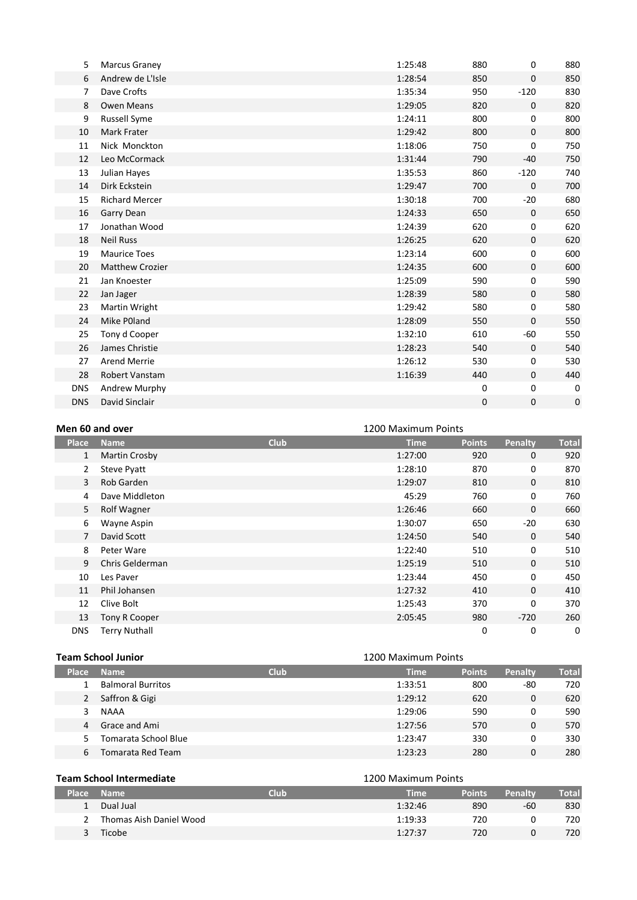| Place | Name | Club | Time | Points | Penalty | Total |
|---|---|---|---|---|---|---|
| 5 | Marcus Graney | | 1:25:48 | 880 | 0 | 880 |
| 6 | Andrew de L'Isle | | 1:28:54 | 850 | 0 | 850 |
| 7 | Dave Crofts | | 1:35:34 | 950 | -120 | 830 |
| 8 | Owen Means | | 1:29:05 | 820 | 0 | 820 |
| 9 | Russell Syme | | 1:24:11 | 800 | 0 | 800 |
| 10 | Mark Frater | | 1:29:42 | 800 | 0 | 800 |
| 11 | Nick  Monckton | | 1:18:06 | 750 | 0 | 750 |
| 12 | Leo McCormack | | 1:31:44 | 790 | -40 | 750 |
| 13 | Julian Hayes | | 1:35:53 | 860 | -120 | 740 |
| 14 | Dirk Eckstein | | 1:29:47 | 700 | 0 | 700 |
| 15 | Richard Mercer | | 1:30:18 | 700 | -20 | 680 |
| 16 | Garry Dean | | 1:24:33 | 650 | 0 | 650 |
| 17 | Jonathan Wood | | 1:24:39 | 620 | 0 | 620 |
| 18 | Neil Russ | | 1:26:25 | 620 | 0 | 620 |
| 19 | Maurice Toes | | 1:23:14 | 600 | 0 | 600 |
| 20 | Matthew Crozier | | 1:24:35 | 600 | 0 | 600 |
| 21 | Jan Knoester | | 1:25:09 | 590 | 0 | 590 |
| 22 | Jan Jager | | 1:28:39 | 580 | 0 | 580 |
| 23 | Martin Wright | | 1:29:42 | 580 | 0 | 580 |
| 24 | Mike P0land | | 1:28:09 | 550 | 0 | 550 |
| 25 | Tony d Cooper | | 1:32:10 | 610 | -60 | 550 |
| 26 | James Christie | | 1:28:23 | 540 | 0 | 540 |
| 27 | Arend Merrie | | 1:26:12 | 530 | 0 | 530 |
| 28 | Robert Vanstam | | 1:16:39 | 440 | 0 | 440 |
| DNS | Andrew Murphy | | | 0 | 0 | 0 |
| DNS | David Sinclair | | | 0 | 0 | 0 |

**Men 60 and over** — 1200 Maximum Points

| Place | Name | Club | Time | Points | Penalty | Total |
|---|---|---|---|---|---|---|
| 1 | Martin Crosby | | 1:27:00 | 920 | 0 | 920 |
| 2 | Steve Pyatt | | 1:28:10 | 870 | 0 | 870 |
| 3 | Rob Garden | | 1:29:07 | 810 | 0 | 810 |
| 4 | Dave Middleton | | 45:29 | 760 | 0 | 760 |
| 5 | Rolf Wagner | | 1:26:46 | 660 | 0 | 660 |
| 6 | Wayne Aspin | | 1:30:07 | 650 | -20 | 630 |
| 7 | David Scott | | 1:24:50 | 540 | 0 | 540 |
| 8 | Peter Ware | | 1:22:40 | 510 | 0 | 510 |
| 9 | Chris Gelderman | | 1:25:19 | 510 | 0 | 510 |
| 10 | Les Paver | | 1:23:44 | 450 | 0 | 450 |
| 11 | Phil Johansen | | 1:27:32 | 410 | 0 | 410 |
| 12 | Clive Bolt | | 1:25:43 | 370 | 0 | 370 |
| 13 | Tony R Cooper | | 2:05:45 | 980 | -720 | 260 |
| DNS | Terry Nuthall | | | 0 | 0 | 0 |

**Team School Junior** — 1200 Maximum Points

| Place | Name | Club | Time | Points | Penalty | Total |
|---|---|---|---|---|---|---|
| 1 | Balmoral Burritos | | 1:33:51 | 800 | -80 | 720 |
| 2 | Saffron & Gigi | | 1:29:12 | 620 | 0 | 620 |
| 3 | NAAA | | 1:29:06 | 590 | 0 | 590 |
| 4 | Grace and Ami | | 1:27:56 | 570 | 0 | 570 |
| 5 | Tomarata School Blue | | 1:23:47 | 330 | 0 | 330 |
| 6 | Tomarata Red Team | | 1:23:23 | 280 | 0 | 280 |

**Team School Intermediate** — 1200 Maximum Points

| Place | Name | Club | Time | Points | Penalty | Total |
|---|---|---|---|---|---|---|
| 1 | Dual Jual | | 1:32:46 | 890 | -60 | 830 |
| 2 | Thomas Aish Daniel Wood | | 1:19:33 | 720 | 0 | 720 |
| 3 | Ticobe | | 1:27:37 | 720 | 0 | 720 |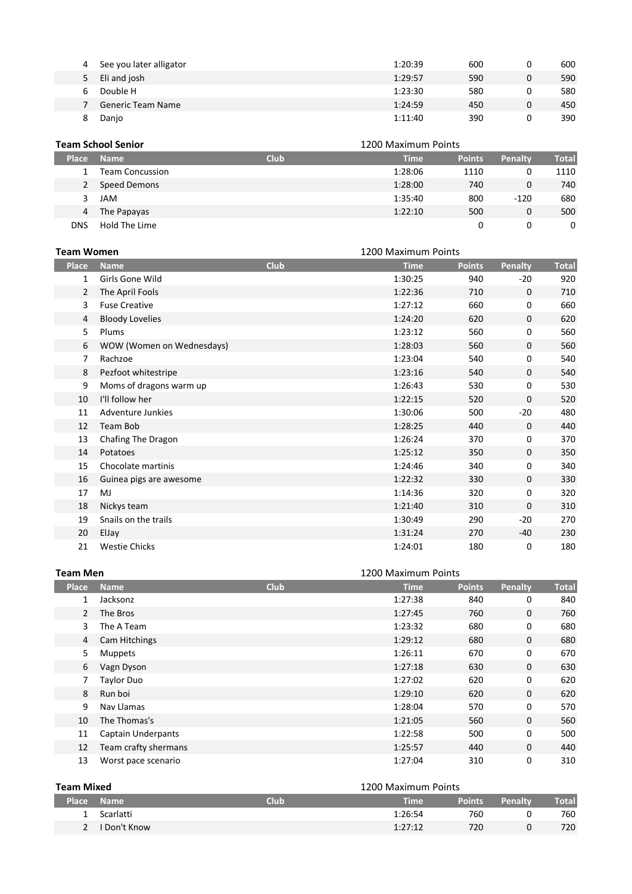| Place | Name | Club | Time | Points | Penalty | Total |
|---|---|---|---|---|---|---|
| 4 | See you later alligator | | 1:20:39 | 600 | 0 | 600 |
| 5 | Eli and josh | | 1:29:57 | 590 | 0 | 590 |
| 6 | Double H | | 1:23:30 | 580 | 0 | 580 |
| 7 | Generic Team Name | | 1:24:59 | 450 | 0 | 450 |
| 8 | Danjo | | 1:11:40 | 390 | 0 | 390 |

**Team School Senior** — 1200 Maximum Points

| Place | Name | Club | Time | Points | Penalty | Total |
|---|---|---|---|---|---|---|
| 1 | Team Concussion | | 1:28:06 | 1110 | 0 | 1110 |
| 2 | Speed Demons | | 1:28:00 | 740 | 0 | 740 |
| 3 | JAM | | 1:35:40 | 800 | -120 | 680 |
| 4 | The Papayas | | 1:22:10 | 500 | 0 | 500 |
| DNS | Hold The Lime | | | 0 | 0 | 0 |

**Team Women** — 1200 Maximum Points

| Place | Name | Club | Time | Points | Penalty | Total |
|---|---|---|---|---|---|---|
| 1 | Girls Gone Wild | | 1:30:25 | 940 | -20 | 920 |
| 2 | The April Fools | | 1:22:36 | 710 | 0 | 710 |
| 3 | Fuse Creative | | 1:27:12 | 660 | 0 | 660 |
| 4 | Bloody Lovelies | | 1:24:20 | 620 | 0 | 620 |
| 5 | Plums | | 1:23:12 | 560 | 0 | 560 |
| 6 | WOW (Women on Wednesdays) | | 1:28:03 | 560 | 0 | 560 |
| 7 | Rachzoe | | 1:23:04 | 540 | 0 | 540 |
| 8 | Pezfoot whitestripe | | 1:23:16 | 540 | 0 | 540 |
| 9 | Moms of dragons warm up | | 1:26:43 | 530 | 0 | 530 |
| 10 | I'll follow her | | 1:22:15 | 520 | 0 | 520 |
| 11 | Adventure Junkies | | 1:30:06 | 500 | -20 | 480 |
| 12 | Team Bob | | 1:28:25 | 440 | 0 | 440 |
| 13 | Chafing The Dragon | | 1:26:24 | 370 | 0 | 370 |
| 14 | Potatoes | | 1:25:12 | 350 | 0 | 350 |
| 15 | Chocolate martinis | | 1:24:46 | 340 | 0 | 340 |
| 16 | Guinea pigs are awesome | | 1:22:32 | 330 | 0 | 330 |
| 17 | MJ | | 1:14:36 | 320 | 0 | 320 |
| 18 | Nickys team | | 1:21:40 | 310 | 0 | 310 |
| 19 | Snails on the trails | | 1:30:49 | 290 | -20 | 270 |
| 20 | ElJay | | 1:31:24 | 270 | -40 | 230 |
| 21 | Westie Chicks | | 1:24:01 | 180 | 0 | 180 |

**Team Men** — 1200 Maximum Points

| Place | Name | Club | Time | Points | Penalty | Total |
|---|---|---|---|---|---|---|
| 1 | Jacksonz | | 1:27:38 | 840 | 0 | 840 |
| 2 | The Bros | | 1:27:45 | 760 | 0 | 760 |
| 3 | The A Team | | 1:23:32 | 680 | 0 | 680 |
| 4 | Cam Hitchings | | 1:29:12 | 680 | 0 | 680 |
| 5 | Muppets | | 1:26:11 | 670 | 0 | 670 |
| 6 | Vagn Dyson | | 1:27:18 | 630 | 0 | 630 |
| 7 | Taylor Duo | | 1:27:02 | 620 | 0 | 620 |
| 8 | Run boi | | 1:29:10 | 620 | 0 | 620 |
| 9 | Nav Llamas | | 1:28:04 | 570 | 0 | 570 |
| 10 | The Thomas's | | 1:21:05 | 560 | 0 | 560 |
| 11 | Captain Underpants | | 1:22:58 | 500 | 0 | 500 |
| 12 | Team crafty shermans | | 1:25:57 | 440 | 0 | 440 |
| 13 | Worst pace scenario | | 1:27:04 | 310 | 0 | 310 |

**Team Mixed** — 1200 Maximum Points

| Place | Name | Club | Time | Points | Penalty | Total |
|---|---|---|---|---|---|---|
| 1 | Scarlatti | | 1:26:54 | 760 | 0 | 760 |
| 2 | I Don't Know | | 1:27:12 | 720 | 0 | 720 |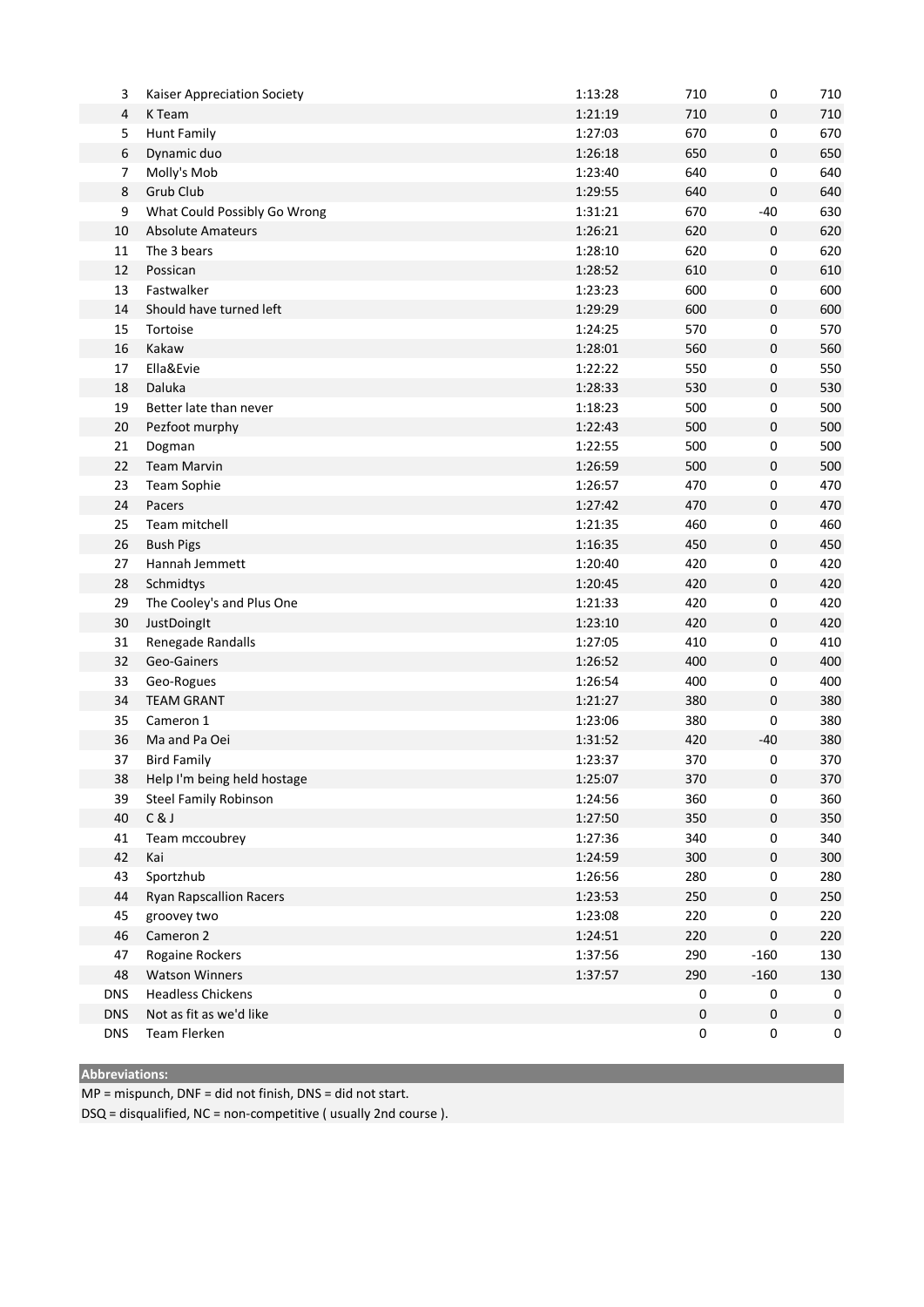| | | | | | |
|---|---|---|---|---|---|
| 3 | Kaiser Appreciation Society | 1:13:28 | 710 | 0 | 710 |
| 4 | K Team | 1:21:19 | 710 | 0 | 710 |
| 5 | Hunt Family | 1:27:03 | 670 | 0 | 670 |
| 6 | Dynamic duo | 1:26:18 | 650 | 0 | 650 |
| 7 | Molly's Mob | 1:23:40 | 640 | 0 | 640 |
| 8 | Grub Club | 1:29:55 | 640 | 0 | 640 |
| 9 | What Could Possibly Go Wrong | 1:31:21 | 670 | -40 | 630 |
| 10 | Absolute Amateurs | 1:26:21 | 620 | 0 | 620 |
| 11 | The 3 bears | 1:28:10 | 620 | 0 | 620 |
| 12 | Possican | 1:28:52 | 610 | 0 | 610 |
| 13 | Fastwalker | 1:23:23 | 600 | 0 | 600 |
| 14 | Should have turned left | 1:29:29 | 600 | 0 | 600 |
| 15 | Tortoise | 1:24:25 | 570 | 0 | 570 |
| 16 | Kakaw | 1:28:01 | 560 | 0 | 560 |
| 17 | Ella&Evie | 1:22:22 | 550 | 0 | 550 |
| 18 | Daluka | 1:28:33 | 530 | 0 | 530 |
| 19 | Better late than never | 1:18:23 | 500 | 0 | 500 |
| 20 | Pezfoot murphy | 1:22:43 | 500 | 0 | 500 |
| 21 | Dogman | 1:22:55 | 500 | 0 | 500 |
| 22 | Team Marvin | 1:26:59 | 500 | 0 | 500 |
| 23 | Team Sophie | 1:26:57 | 470 | 0 | 470 |
| 24 | Pacers | 1:27:42 | 470 | 0 | 470 |
| 25 | Team mitchell | 1:21:35 | 460 | 0 | 460 |
| 26 | Bush Pigs | 1:16:35 | 450 | 0 | 450 |
| 27 | Hannah Jemmett | 1:20:40 | 420 | 0 | 420 |
| 28 | Schmidtys | 1:20:45 | 420 | 0 | 420 |
| 29 | The Cooley's and Plus One | 1:21:33 | 420 | 0 | 420 |
| 30 | JustDoingIt | 1:23:10 | 420 | 0 | 420 |
| 31 | Renegade Randalls | 1:27:05 | 410 | 0 | 410 |
| 32 | Geo-Gainers | 1:26:52 | 400 | 0 | 400 |
| 33 | Geo-Rogues | 1:26:54 | 400 | 0 | 400 |
| 34 | TEAM GRANT | 1:21:27 | 380 | 0 | 380 |
| 35 | Cameron 1 | 1:23:06 | 380 | 0 | 380 |
| 36 | Ma and Pa Oei | 1:31:52 | 420 | -40 | 380 |
| 37 | Bird Family | 1:23:37 | 370 | 0 | 370 |
| 38 | Help I'm being held hostage | 1:25:07 | 370 | 0 | 370 |
| 39 | Steel Family Robinson | 1:24:56 | 360 | 0 | 360 |
| 40 | C & J | 1:27:50 | 350 | 0 | 350 |
| 41 | Team mccoubrey | 1:27:36 | 340 | 0 | 340 |
| 42 | Kai | 1:24:59 | 300 | 0 | 300 |
| 43 | Sportzhub | 1:26:56 | 280 | 0 | 280 |
| 44 | Ryan Rapscallion Racers | 1:23:53 | 250 | 0 | 250 |
| 45 | groovey two | 1:23:08 | 220 | 0 | 220 |
| 46 | Cameron 2 | 1:24:51 | 220 | 0 | 220 |
| 47 | Rogaine Rockers | 1:37:56 | 290 | -160 | 130 |
| 48 | Watson Winners | 1:37:57 | 290 | -160 | 130 |
| DNS | Headless Chickens | | 0 | 0 | 0 |
| DNS | Not as fit as we'd like | | 0 | 0 | 0 |
| DNS | Team Flerken | | 0 | 0 | 0 |

**Abbreviations:**

MP = mispunch, DNF = did not finish, DNS = did not start.

DSQ = disqualified, NC = non-competitive ( usually 2nd course ).